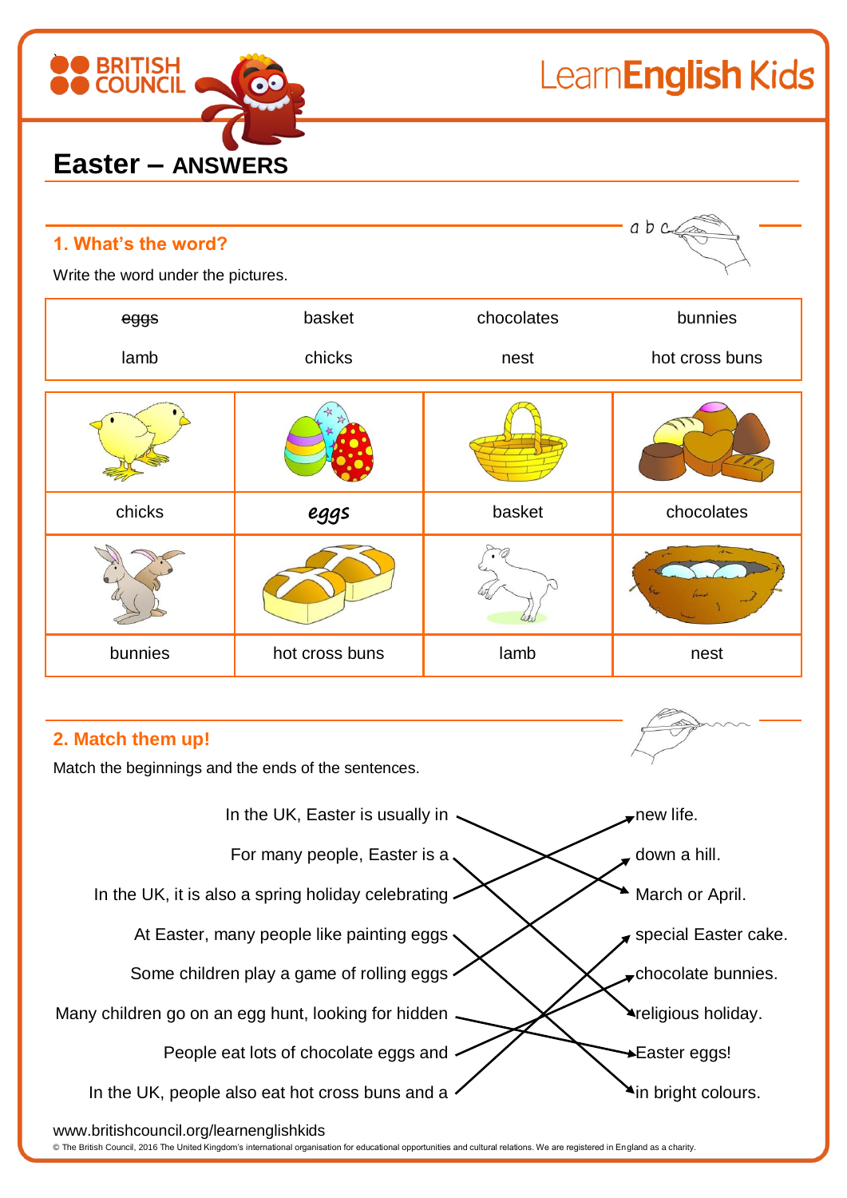# Easter – ANSWERS

## 1. What's the word?

Write the word under the pictures.

| | | | |
|---|---|---|---|
| ~~eggs~~ | basket | chocolates | bunnies |
| lamb | chicks | nest | hot cross buns |

| | | | |
|---|---|---|---|
| chicks | *eggs* | basket | chocolates |
| bunnies | hot cross buns | lamb | nest |

## 2. Match them up!

Match the beginnings and the ends of the sentences.

| | |
|---|---|
| In the UK, Easter is usually in | new life. |
| For many people, Easter is a | down a hill. |
| In the UK, it is also a spring holiday celebrating | March or April. |
| At Easter, many people like painting eggs | special Easter cake. |
| Some children play a game of rolling eggs | chocolate bunnies. |
| Many children go on an egg hunt, looking for hidden | religious holiday. |
| People eat lots of chocolate eggs and | Easter eggs! |
| In the UK, people also eat hot cross buns and a | in bright colours. |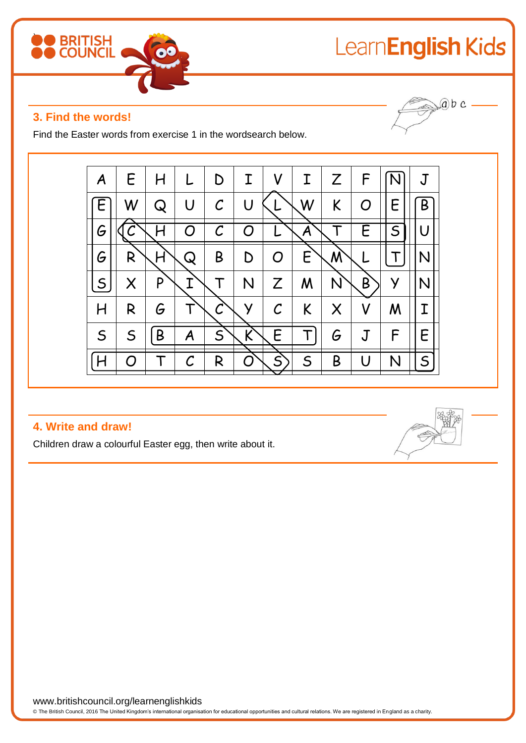## 3. Find the words!

Find the Easter words from exercise 1 in the wordsearch below.

| | | | | | | | | | | | |
|---|---|---|---|---|---|---|---|---|---|---|---|
| A | E | H | L | D | I | V | I | Z | F | N | J |
| E | W | Q | U | C | U | L | W | K | O | E | B |
| G | C | H | O | C | O | L | A | T | E | S | U |
| G | R | H | Q | B | D | O | E | M | L | T | N |
| S | X | P | I | T | N | Z | M | N | B | Y | N |
| H | R | G | T | C | Y | C | K | X | V | M | I |
| S | S | B | A | S | K | E | T | G | J | F | E |
| H | O | T | C | R | O | S | S | B | U | N | S |

## 4. Write and draw!

Children draw a colourful Easter egg, then write about it.

www.britishcouncil.org/learnenglishkids

© The British Council, 2016 The United Kingdom's international organisation for educational opportunities and cultural relations. We are registered in England as a charity.